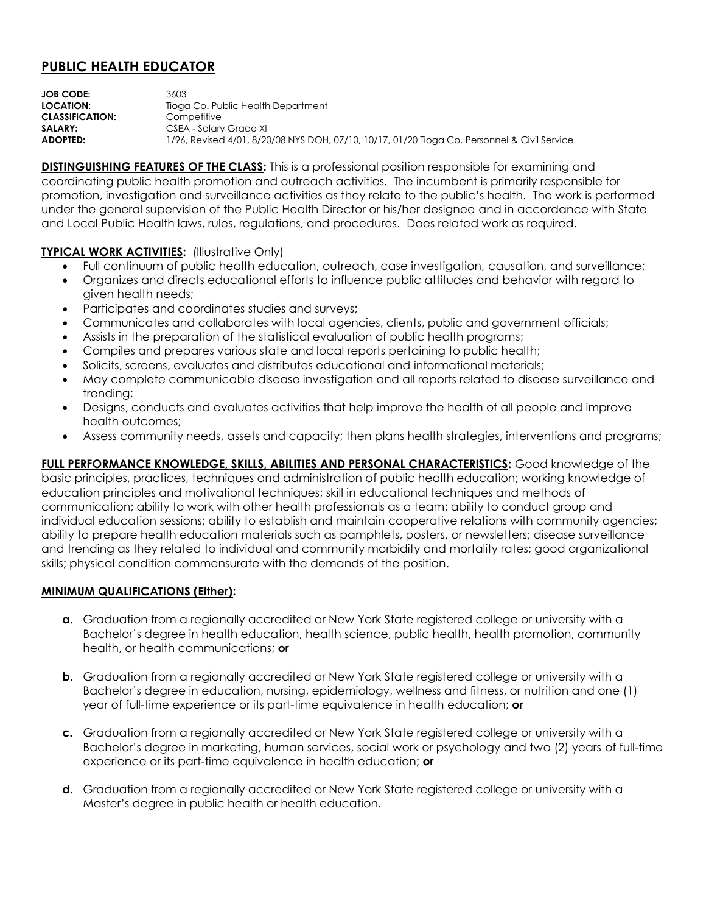# PUBLIC HEALTH EDUCATOR

**JOB CODE:** 3603
**LOCATION:** Tioga Co. Public Health Department
**CLASSIFICATION:** Competitive
**SALARY:** CSEA - Salary Grade XI
**ADOPTED:** 1/96, Revised 4/01, 8/20/08 NYS DOH, 07/10, 10/17, 01/20 Tioga Co. Personnel & Civil Service

**DISTINGUISHING FEATURES OF THE CLASS:** This is a professional position responsible for examining and coordinating public health promotion and outreach activities. The incumbent is primarily responsible for promotion, investigation and surveillance activities as they relate to the public's health. The work is performed under the general supervision of the Public Health Director or his/her designee and in accordance with State and Local Public Health laws, rules, regulations, and procedures. Does related work as required.

**TYPICAL WORK ACTIVITIES:** (Illustrative Only)

- Full continuum of public health education, outreach, case investigation, causation, and surveillance;
- Organizes and directs educational efforts to influence public attitudes and behavior with regard to given health needs;
- Participates and coordinates studies and surveys;
- Communicates and collaborates with local agencies, clients, public and government officials;
- Assists in the preparation of the statistical evaluation of public health programs;
- Compiles and prepares various state and local reports pertaining to public health;
- Solicits, screens, evaluates and distributes educational and informational materials;
- May complete communicable disease investigation and all reports related to disease surveillance and trending;
- Designs, conducts and evaluates activities that help improve the health of all people and improve health outcomes;
- Assess community needs, assets and capacity; then plans health strategies, interventions and programs;

**FULL PERFORMANCE KNOWLEDGE, SKILLS, ABILITIES AND PERSONAL CHARACTERISTICS:** Good knowledge of the basic principles, practices, techniques and administration of public health education; working knowledge of education principles and motivational techniques; skill in educational techniques and methods of communication; ability to work with other health professionals as a team; ability to conduct group and individual education sessions; ability to establish and maintain cooperative relations with community agencies; ability to prepare health education materials such as pamphlets, posters, or newsletters; disease surveillance and trending as they related to individual and community morbidity and mortality rates; good organizational skills; physical condition commensurate with the demands of the position.

**MINIMUM QUALIFICATIONS (Either):**

**a.** Graduation from a regionally accredited or New York State registered college or university with a Bachelor's degree in health education, health science, public health, health promotion, community health, or health communications; **or**

**b.** Graduation from a regionally accredited or New York State registered college or university with a Bachelor's degree in education, nursing, epidemiology, wellness and fitness, or nutrition and one (1) year of full-time experience or its part-time equivalence in health education; **or**

**c.** Graduation from a regionally accredited or New York State registered college or university with a Bachelor's degree in marketing, human services, social work or psychology and two (2) years of full-time experience or its part-time equivalence in health education; **or**

**d.** Graduation from a regionally accredited or New York State registered college or university with a Master's degree in public health or health education.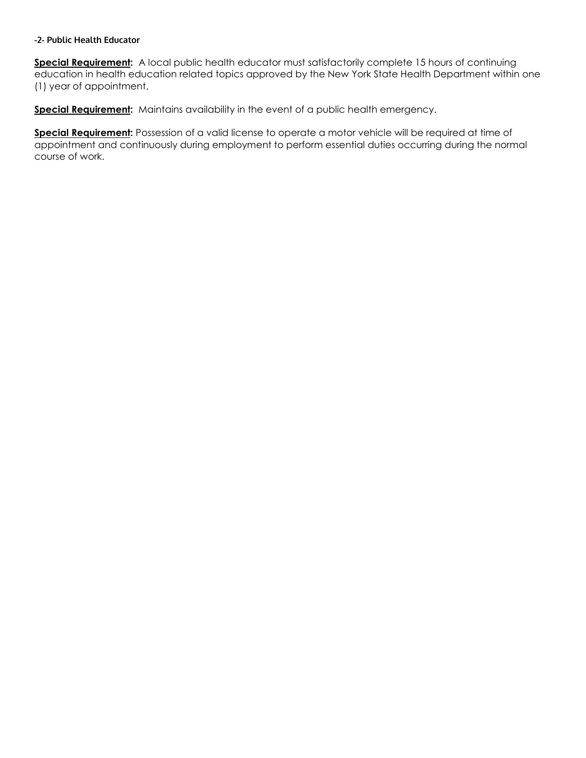**Special Requirement:** A local public health educator must satisfactorily complete 15 hours of continuing education in health education related topics approved by the New York State Health Department within one (1) year of appointment.

**Special Requirement:** Maintains availability in the event of a public health emergency.

**Special Requirement:** Possession of a valid license to operate a motor vehicle will be required at time of appointment and continuously during employment to perform essential duties occurring during the normal course of work.